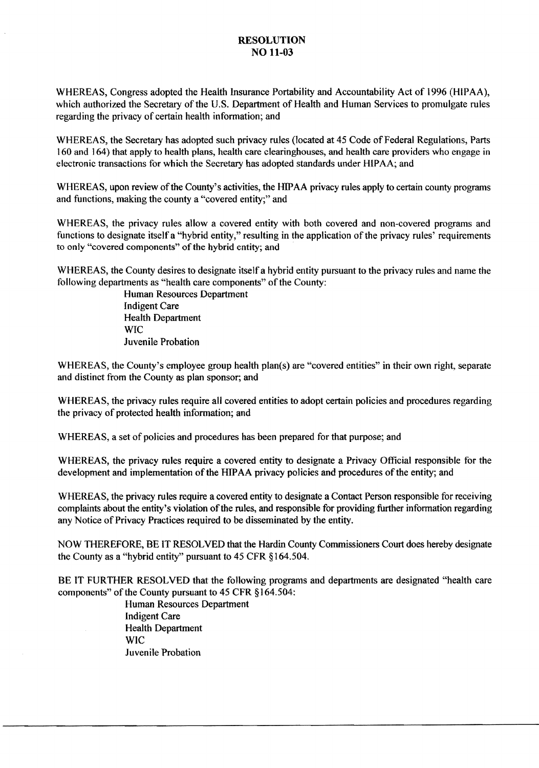# RESOLUTION
# NO 11-03

WHEREAS, Congress adopted the Health Insurance Portability and Accountability Act of 1996 (HIPAA), which authorized the Secretary of the U.S. Department of Health and Human Services to promulgate rules regarding the privacy of certain health information; and

WHEREAS, the Secretary has adopted such privacy rules (located at 45 Code of Federal Regulations, Parts 160 and 164) that apply to health plans, health care clearinghouses, and health care providers who engage in electronic transactions for which the Secretary has adopted standards under HIPAA; and

WHEREAS, upon review of the County's activities, the HIPAA privacy rules apply to certain county programs and functions, making the county a "covered entity;" and

WHEREAS, the privacy rules allow a covered entity with both covered and non-covered programs and functions to designate itself a "hybrid entity," resulting in the application of the privacy rules' requirements to only "covered components" of the hybrid entity; and

WHEREAS, the County desires to designate itself a hybrid entity pursuant to the privacy rules and name the following departments as "health care components" of the County:

- Human Resources Department
- Indigent Care
- Health Department
- WIC
- Juvenile Probation

WHEREAS, the County's employee group health plan(s) are "covered entities" in their own right, separate and distinct from the County as plan sponsor; and

WHEREAS, the privacy rules require all covered entities to adopt certain policies and procedures regarding the privacy of protected health information; and

WHEREAS, a set of policies and procedures has been prepared for that purpose; and

WHEREAS, the privacy rules require a covered entity to designate a Privacy Official responsible for the development and implementation of the HIPAA privacy policies and procedures of the entity; and

WHEREAS, the privacy rules require a covered entity to designate a Contact Person responsible for receiving complaints about the entity's violation of the rules, and responsible for providing further information regarding any Notice of Privacy Practices required to be disseminated by the entity.

NOW THEREFORE, BE IT RESOLVED that the Hardin County Commissioners Court does hereby designate the County as a "hybrid entity" pursuant to 45 CFR §164.504.

BE IT FURTHER RESOLVED that the following programs and departments are designated "health care components" of the County pursuant to 45 CFR §164.504:

- Human Resources Department
- Indigent Care
- Health Department
- WIC
- Juvenile Probation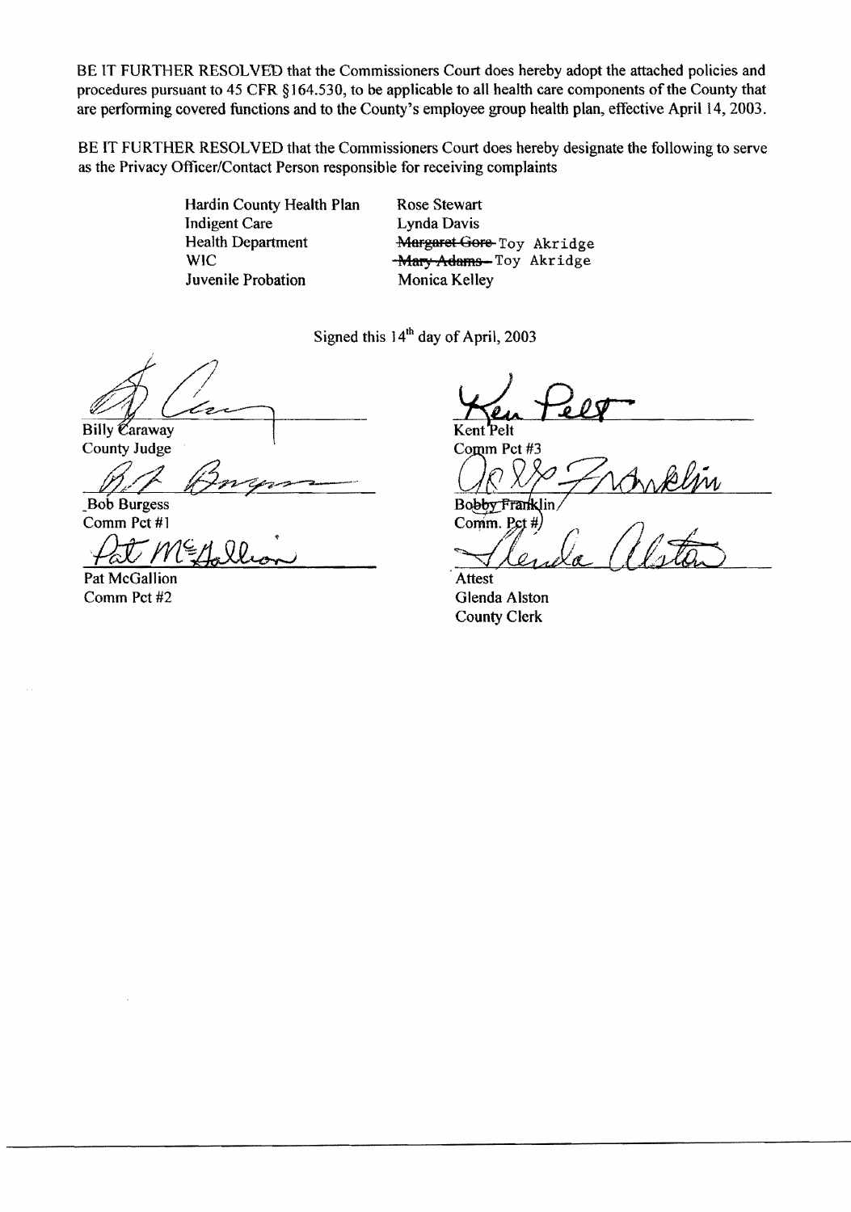BE IT FURTHER RESOLVED that the Commissioners Court does hereby adopt the attached policies and procedures pursuant to 45 CFR §164.530, to be applicable to all health care components of the County that are performing covered functions and to the County's employee group health plan, effective April 14, 2003.

BE IT FURTHER RESOLVED that the Commissioners Court does hereby designate the following to serve as the Privacy Officer/Contact Person responsible for receiving complaints

| | |
|---|---|
| Hardin County Health Plan | Rose Stewart |
| Indigent Care | Lynda Davis |
| Health Department | ~~Margaret Gore~~ Toy Akridge |
| WIC | ~~Mary Adams~~ Toy Akridge |
| Juvenile Probation | Monica Kelley |

Signed this 14[th] day of April, 2003

Billy Caraway
County Judge

Bob Burgess
Comm Pct #1

Pat McGallion
Comm Pct #2

Kent Pelt
Comm Pct #3

Bobby Franklin
Comm. Pct #

Attest
Glenda Alston
County Clerk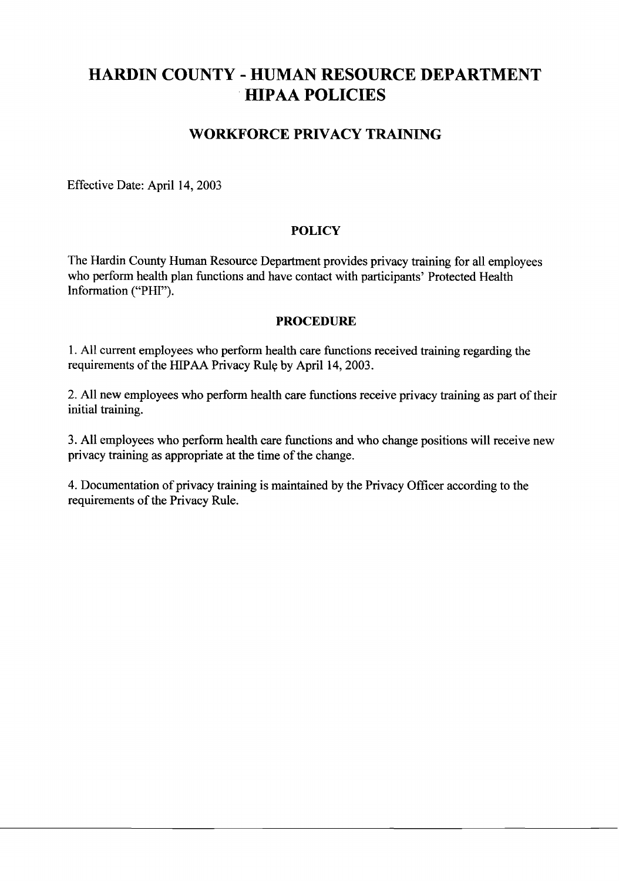# HARDIN COUNTY - HUMAN RESOURCE DEPARTMENT HIPAA POLICIES

## WORKFORCE PRIVACY TRAINING

Effective Date: April 14, 2003

### POLICY

The Hardin County Human Resource Department provides privacy training for all employees who perform health plan functions and have contact with participants' Protected Health Information ("PHI").

### PROCEDURE

1. All current employees who perform health care functions received training regarding the requirements of the HIPAA Privacy Rule by April 14, 2003.

2. All new employees who perform health care functions receive privacy training as part of their initial training.

3. All employees who perform health care functions and who change positions will receive new privacy training as appropriate at the time of the change.

4. Documentation of privacy training is maintained by the Privacy Officer according to the requirements of the Privacy Rule.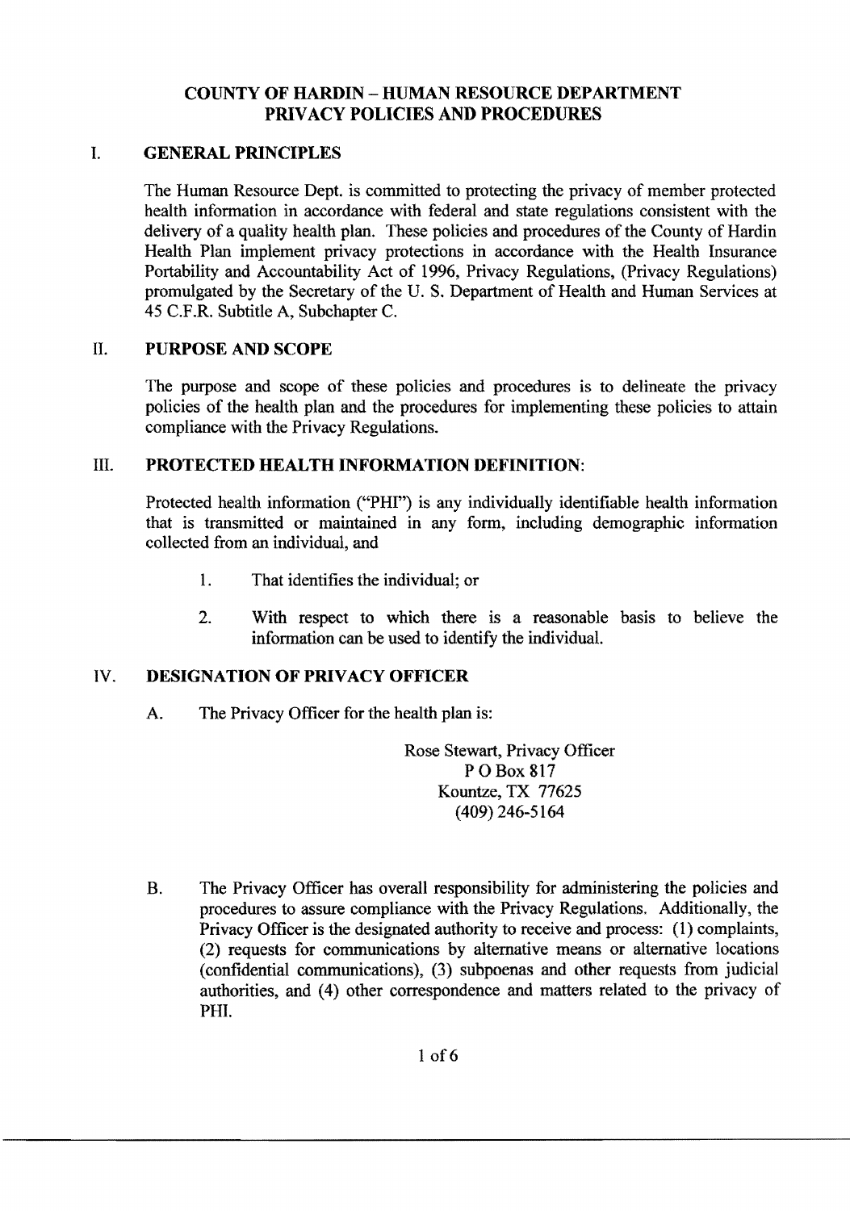# COUNTY OF HARDIN – HUMAN RESOURCE DEPARTMENT PRIVACY POLICIES AND PROCEDURES

## I. GENERAL PRINCIPLES

The Human Resource Dept. is committed to protecting the privacy of member protected health information in accordance with federal and state regulations consistent with the delivery of a quality health plan. These policies and procedures of the County of Hardin Health Plan implement privacy protections in accordance with the Health Insurance Portability and Accountability Act of 1996, Privacy Regulations, (Privacy Regulations) promulgated by the Secretary of the U. S. Department of Health and Human Services at 45 C.F.R. Subtitle A, Subchapter C.

## II. PURPOSE AND SCOPE

The purpose and scope of these policies and procedures is to delineate the privacy policies of the health plan and the procedures for implementing these policies to attain compliance with the Privacy Regulations.

## III. PROTECTED HEALTH INFORMATION DEFINITION:

Protected health information ("PHI") is any individually identifiable health information that is transmitted or maintained in any form, including demographic information collected from an individual, and

1. That identifies the individual; or
2. With respect to which there is a reasonable basis to believe the information can be used to identify the individual.

## IV. DESIGNATION OF PRIVACY OFFICER

A. The Privacy Officer for the health plan is:

Rose Stewart, Privacy Officer
P O Box 817
Kountze, TX 77625
(409) 246-5164

B. The Privacy Officer has overall responsibility for administering the policies and procedures to assure compliance with the Privacy Regulations. Additionally, the Privacy Officer is the designated authority to receive and process: (1) complaints, (2) requests for communications by alternative means or alternative locations (confidential communications), (3) subpoenas and other requests from judicial authorities, and (4) other correspondence and matters related to the privacy of PHI.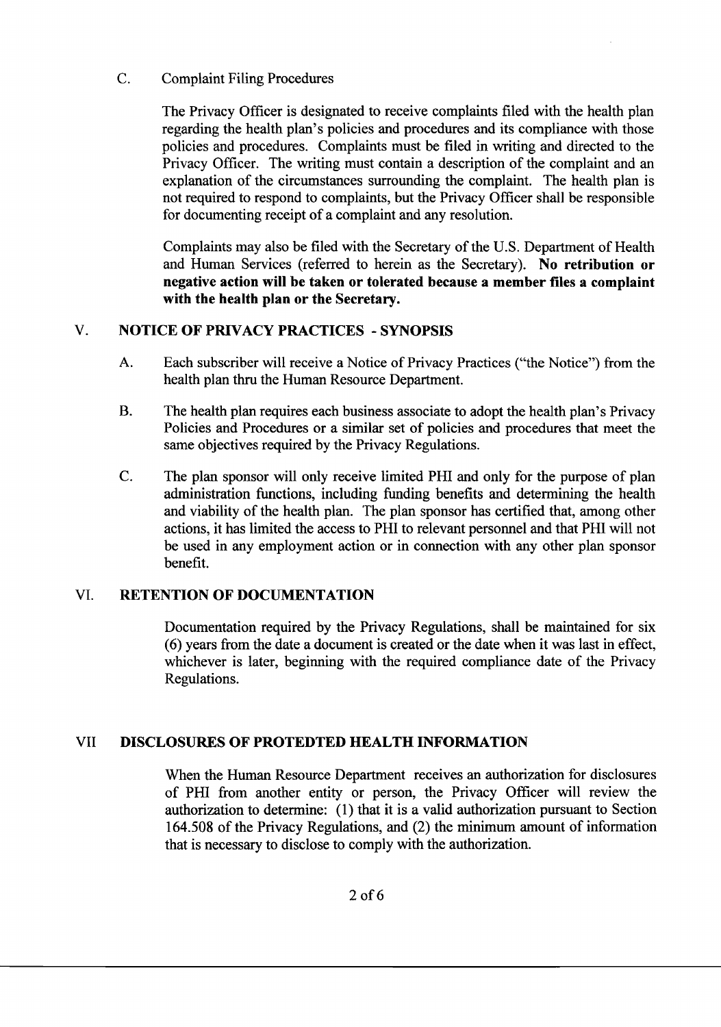C. Complaint Filing Procedures

The Privacy Officer is designated to receive complaints filed with the health plan regarding the health plan's policies and procedures and its compliance with those policies and procedures. Complaints must be filed in writing and directed to the Privacy Officer. The writing must contain a description of the complaint and an explanation of the circumstances surrounding the complaint. The health plan is not required to respond to complaints, but the Privacy Officer shall be responsible for documenting receipt of a complaint and any resolution.

Complaints may also be filed with the Secretary of the U.S. Department of Health and Human Services (referred to herein as the Secretary). **No retribution or negative action will be taken or tolerated because a member files a complaint with the health plan or the Secretary.**

## V. NOTICE OF PRIVACY PRACTICES - SYNOPSIS

A. Each subscriber will receive a Notice of Privacy Practices ("the Notice") from the health plan thru the Human Resource Department.

B. The health plan requires each business associate to adopt the health plan's Privacy Policies and Procedures or a similar set of policies and procedures that meet the same objectives required by the Privacy Regulations.

C. The plan sponsor will only receive limited PHI and only for the purpose of plan administration functions, including funding benefits and determining the health and viability of the health plan. The plan sponsor has certified that, among other actions, it has limited the access to PHI to relevant personnel and that PHI will not be used in any employment action or in connection with any other plan sponsor benefit.

## VI. RETENTION OF DOCUMENTATION

Documentation required by the Privacy Regulations, shall be maintained for six (6) years from the date a document is created or the date when it was last in effect, whichever is later, beginning with the required compliance date of the Privacy Regulations.

## VII DISCLOSURES OF PROTEDTED HEALTH INFORMATION

When the Human Resource Department receives an authorization for disclosures of PHI from another entity or person, the Privacy Officer will review the authorization to determine: (1) that it is a valid authorization pursuant to Section 164.508 of the Privacy Regulations, and (2) the minimum amount of information that is necessary to disclose to comply with the authorization.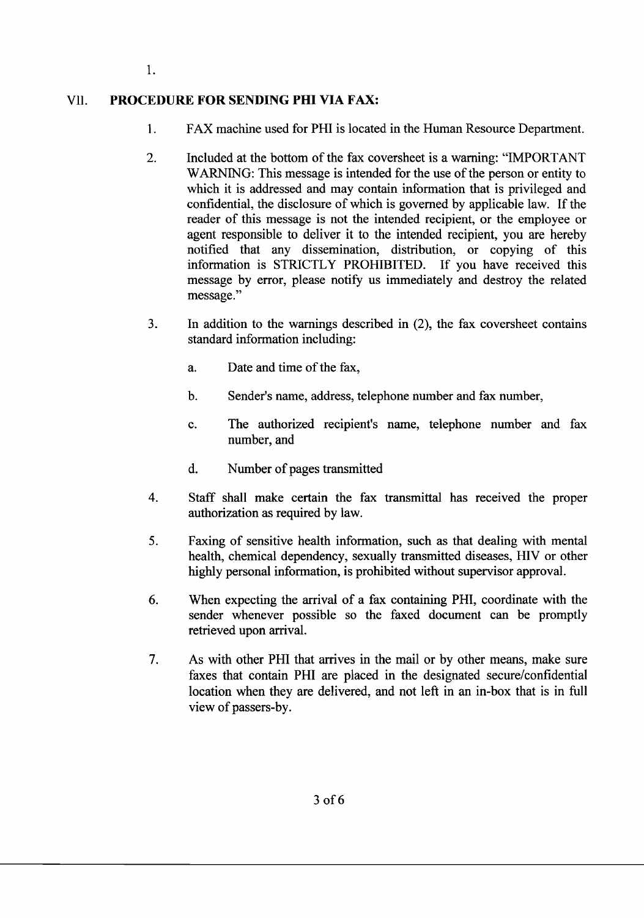1.

## VII. PROCEDURE FOR SENDING PHI VIA FAX:

1. FAX machine used for PHI is located in the Human Resource Department.

2. Included at the bottom of the fax coversheet is a warning: "IMPORTANT WARNING: This message is intended for the use of the person or entity to which it is addressed and may contain information that is privileged and confidential, the disclosure of which is governed by applicable law. If the reader of this message is not the intended recipient, or the employee or agent responsible to deliver it to the intended recipient, you are hereby notified that any dissemination, distribution, or copying of this information is STRICTLY PROHIBITED. If you have received this message by error, please notify us immediately and destroy the related message."

3. In addition to the warnings described in (2), the fax coversheet contains standard information including:

   a. Date and time of the fax,

   b. Sender's name, address, telephone number and fax number,

   c. The authorized recipient's name, telephone number and fax number, and

   d. Number of pages transmitted

4. Staff shall make certain the fax transmittal has received the proper authorization as required by law.

5. Faxing of sensitive health information, such as that dealing with mental health, chemical dependency, sexually transmitted diseases, HIV or other highly personal information, is prohibited without supervisor approval.

6. When expecting the arrival of a fax containing PHI, coordinate with the sender whenever possible so the faxed document can be promptly retrieved upon arrival.

7. As with other PHI that arrives in the mail or by other means, make sure faxes that contain PHI are placed in the designated secure/confidential location when they are delivered, and not left in an in-box that is in full view of passers-by.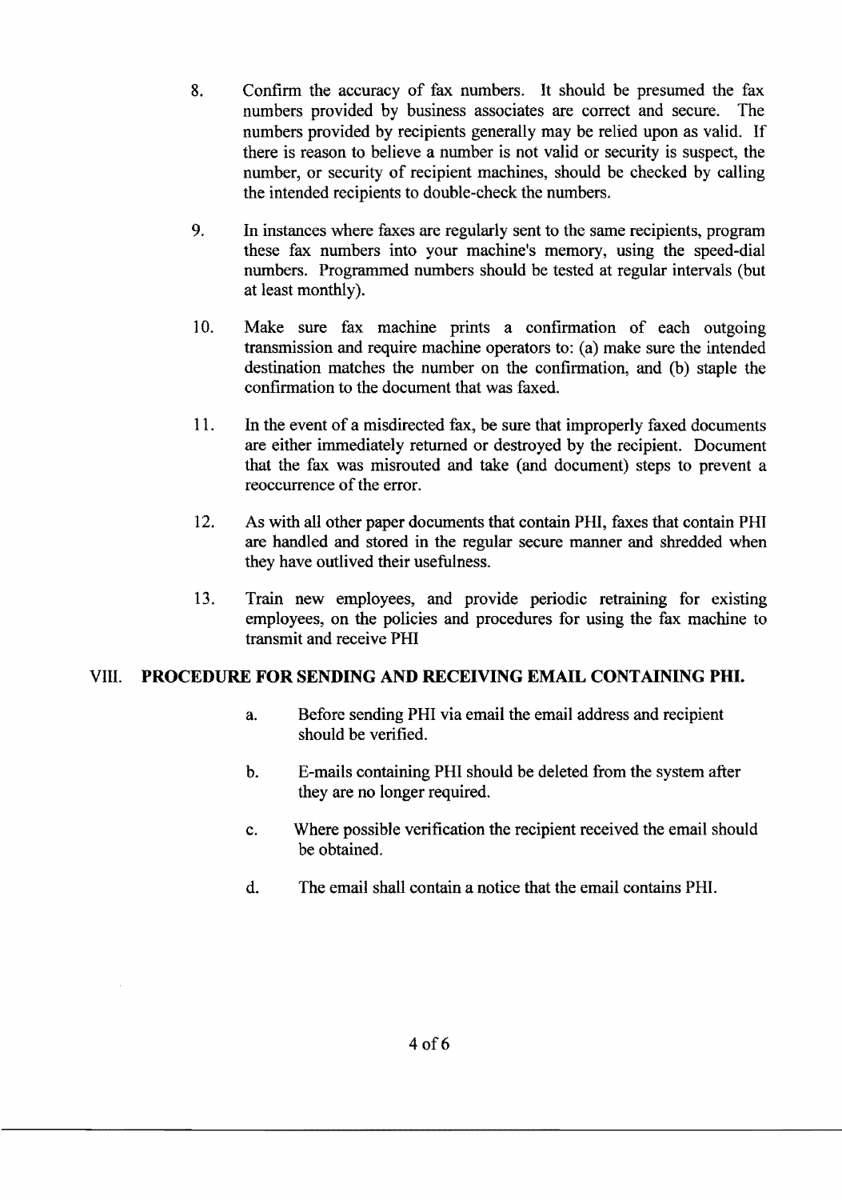8. Confirm the accuracy of fax numbers. It should be presumed the fax numbers provided by business associates are correct and secure. The numbers provided by recipients generally may be relied upon as valid. If there is reason to believe a number is not valid or security is suspect, the number, or security of recipient machines, should be checked by calling the intended recipients to double-check the numbers.

9. In instances where faxes are regularly sent to the same recipients, program these fax numbers into your machine's memory, using the speed-dial numbers. Programmed numbers should be tested at regular intervals (but at least monthly).

10. Make sure fax machine prints a confirmation of each outgoing transmission and require machine operators to: (a) make sure the intended destination matches the number on the confirmation, and (b) staple the confirmation to the document that was faxed.

11. In the event of a misdirected fax, be sure that improperly faxed documents are either immediately returned or destroyed by the recipient. Document that the fax was misrouted and take (and document) steps to prevent a reoccurrence of the error.

12. As with all other paper documents that contain PHI, faxes that contain PHI are handled and stored in the regular secure manner and shredded when they have outlived their usefulness.

13. Train new employees, and provide periodic retraining for existing employees, on the policies and procedures for using the fax machine to transmit and receive PHI

## VIII. PROCEDURE FOR SENDING AND RECEIVING EMAIL CONTAINING PHI.

a. Before sending PHI via email the email address and recipient should be verified.

b. E-mails containing PHI should be deleted from the system after they are no longer required.

c. Where possible verification the recipient received the email should be obtained.

d. The email shall contain a notice that the email contains PHI.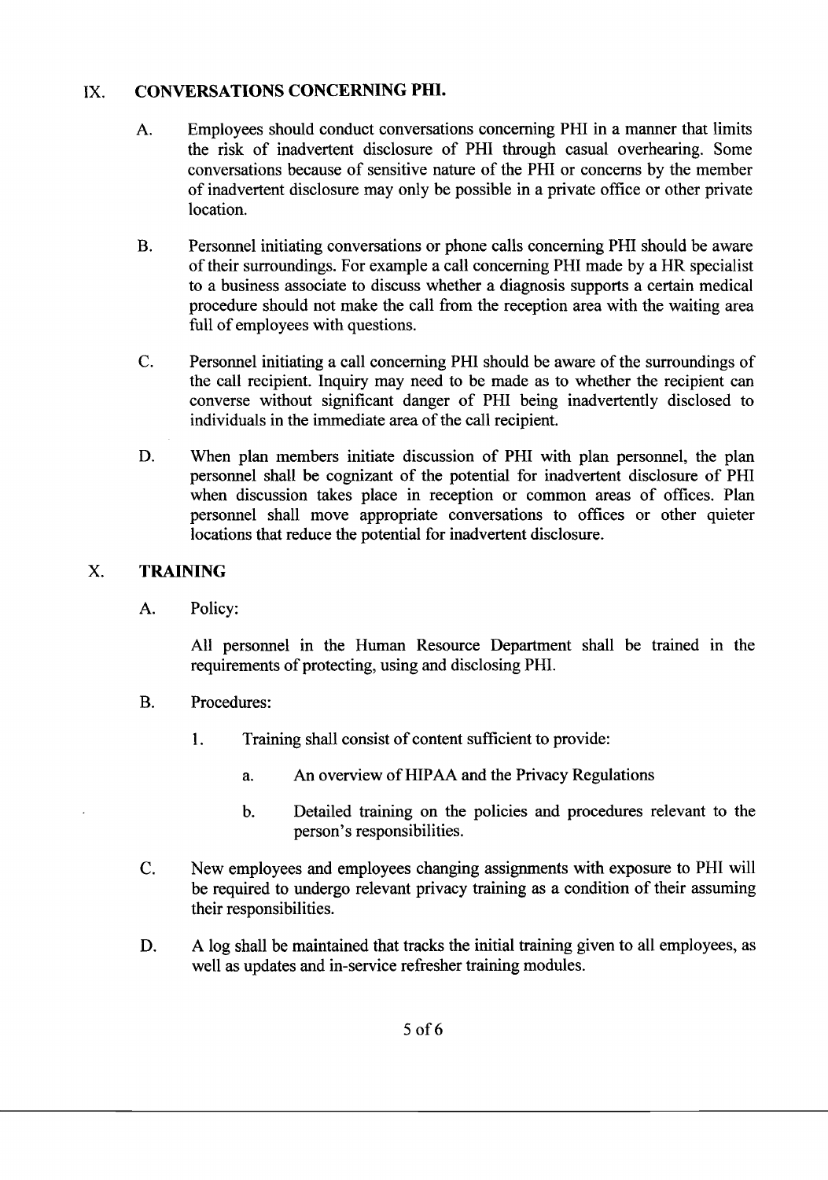## IX. CONVERSATIONS CONCERNING PHI.

A. Employees should conduct conversations concerning PHI in a manner that limits the risk of inadvertent disclosure of PHI through casual overhearing. Some conversations because of sensitive nature of the PHI or concerns by the member of inadvertent disclosure may only be possible in a private office or other private location.

B. Personnel initiating conversations or phone calls concerning PHI should be aware of their surroundings. For example a call concerning PHI made by a HR specialist to a business associate to discuss whether a diagnosis supports a certain medical procedure should not make the call from the reception area with the waiting area full of employees with questions.

C. Personnel initiating a call concerning PHI should be aware of the surroundings of the call recipient. Inquiry may need to be made as to whether the recipient can converse without significant danger of PHI being inadvertently disclosed to individuals in the immediate area of the call recipient.

D. When plan members initiate discussion of PHI with plan personnel, the plan personnel shall be cognizant of the potential for inadvertent disclosure of PHI when discussion takes place in reception or common areas of offices. Plan personnel shall move appropriate conversations to offices or other quieter locations that reduce the potential for inadvertent disclosure.

## X. TRAINING

A. Policy:

All personnel in the Human Resource Department shall be trained in the requirements of protecting, using and disclosing PHI.

B. Procedures:

1. Training shall consist of content sufficient to provide:

   a. An overview of HIPAA and the Privacy Regulations

   b. Detailed training on the policies and procedures relevant to the person's responsibilities.

C. New employees and employees changing assignments with exposure to PHI will be required to undergo relevant privacy training as a condition of their assuming their responsibilities.

D. A log shall be maintained that tracks the initial training given to all employees, as well as updates and in-service refresher training modules.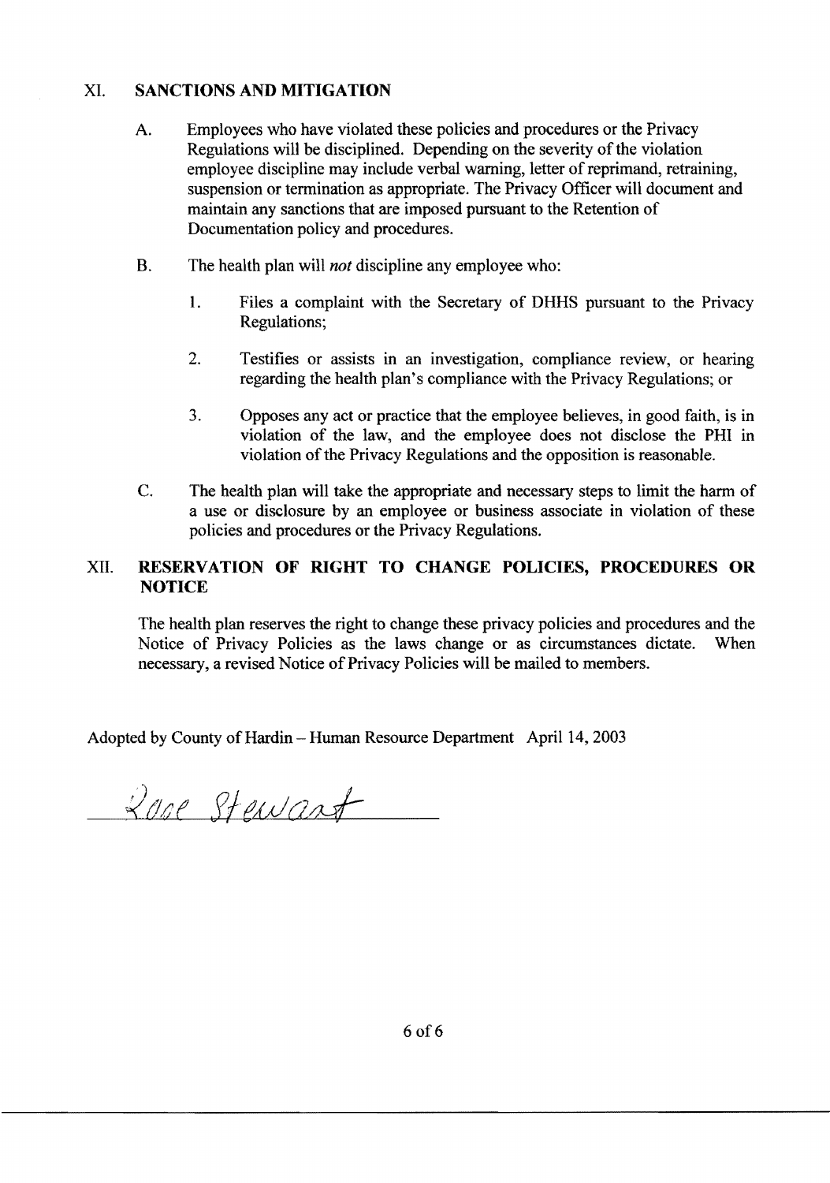## XI. SANCTIONS AND MITIGATION

A. Employees who have violated these policies and procedures or the Privacy Regulations will be disciplined. Depending on the severity of the violation employee discipline may include verbal warning, letter of reprimand, retraining, suspension or termination as appropriate. The Privacy Officer will document and maintain any sanctions that are imposed pursuant to the Retention of Documentation policy and procedures.

B. The health plan will *not* discipline any employee who:

   1. Files a complaint with the Secretary of DHHS pursuant to the Privacy Regulations;

   2. Testifies or assists in an investigation, compliance review, or hearing regarding the health plan's compliance with the Privacy Regulations; or

   3. Opposes any act or practice that the employee believes, in good faith, is in violation of the law, and the employee does not disclose the PHI in violation of the Privacy Regulations and the opposition is reasonable.

C. The health plan will take the appropriate and necessary steps to limit the harm of a use or disclosure by an employee or business associate in violation of these policies and procedures or the Privacy Regulations.

## XII. RESERVATION OF RIGHT TO CHANGE POLICIES, PROCEDURES OR NOTICE

The health plan reserves the right to change these privacy policies and procedures and the Notice of Privacy Policies as the laws change or as circumstances dictate. When necessary, a revised Notice of Privacy Policies will be mailed to members.

Adopted by County of Hardin – Human Resource Department April 14, 2003

Rose Stewart